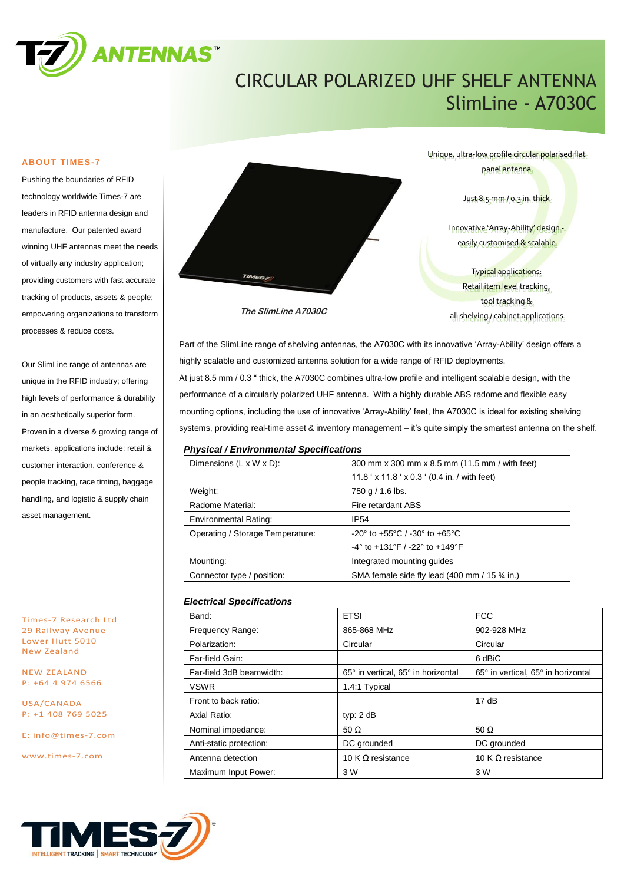# CIRCULAR POLARIZED UHF SHELF ANTENNA
## SlimLine - A7030C

### ABOUT TIMES-7

Pushing the boundaries of RFID technology worldwide Times-7 are leaders in RFID antenna design and manufacture. Our patented award winning UHF antennas meet the needs of virtually any industry application; providing customers with fast accurate tracking of products, assets & people; empowering organizations to transform processes & reduce costs.

Our SlimLine range of antennas are unique in the RFID industry; offering high levels of performance & durability in an aesthetically superior form. Proven in a diverse & growing range of markets, applications include: retail & customer interaction, conference & people tracking, race timing, baggage handling, and logistic & supply chain asset management.

Times-7 Research Ltd
29 Railway Avenue
Lower Hutt 5010
New Zealand

NEW ZEALAND
P: +64 4 974 6566

USA/CANADA
P: +1 408 769 5025

E: info@times-7.com

www.times-7.com

*The SlimLine A7030C*

Unique, ultra-low profile circular polarised flat panel antenna

Just 8.5 mm / 0.3 in. thick

Innovative 'Array-Ability' design - easily customised & scalable

Typical applications:
Retail item level tracking,
tool tracking &
all shelving / cabinet applications

Part of the SlimLine range of shelving antennas, the A7030C with its innovative 'Array-Ability' design offers a highly scalable and customized antenna solution for a wide range of RFID deployments.
At just 8.5 mm / 0.3 " thick, the A7030C combines ultra-low profile and intelligent scalable design, with the performance of a circularly polarized UHF antenna. With a highly durable ABS radome and flexible easy mounting options, including the use of innovative 'Array-Ability' feet, the A7030C is ideal for existing shelving systems, providing real-time asset & inventory management – it's quite simply the smartest antenna on the shelf.

### *Physical / Environmental Specifications*

| | |
|---|---|
| Dimensions (L x W x D): | 300 mm x 300 mm x 8.5 mm (11.5 mm / with feet)<br>11.8 ' x 11.8 ' x 0.3 ' (0.4 in. / with feet) |
| Weight: | 750 g / 1.6 lbs. |
| Radome Material: | Fire retardant ABS |
| Environmental Rating: | IP54 |
| Operating / Storage Temperature: | -20° to +55°C / -30° to +65°C<br>-4° to +131°F / -22° to +149°F |
| Mounting: | Integrated mounting guides |
| Connector type / position: | SMA female side fly lead (400 mm / 15 ¾ in.) |

### *Electrical Specifications*

| Band: | ETSI | FCC |
|---|---|---|
| Frequency Range: | 865-868 MHz | 902-928 MHz |
| Polarization: | Circular | Circular |
| Far-field Gain: | | 6 dBiC |
| Far-field 3dB beamwidth: | 65° in vertical, 65° in horizontal | 65° in vertical, 65° in horizontal |
| VSWR | 1.4:1 Typical | |
| Front to back ratio: | | 17 dB |
| Axial Ratio: | typ: 2 dB | |
| Nominal impedance: | 50 Ω | 50 Ω |
| Anti-static protection: | DC grounded | DC grounded |
| Antenna detection | 10 K Ω resistance | 10 K Ω resistance |
| Maximum Input Power: | 3 W | 3 W |

TIMES-7 INTELLIGENT TRACKING | SMART TECHNOLOGY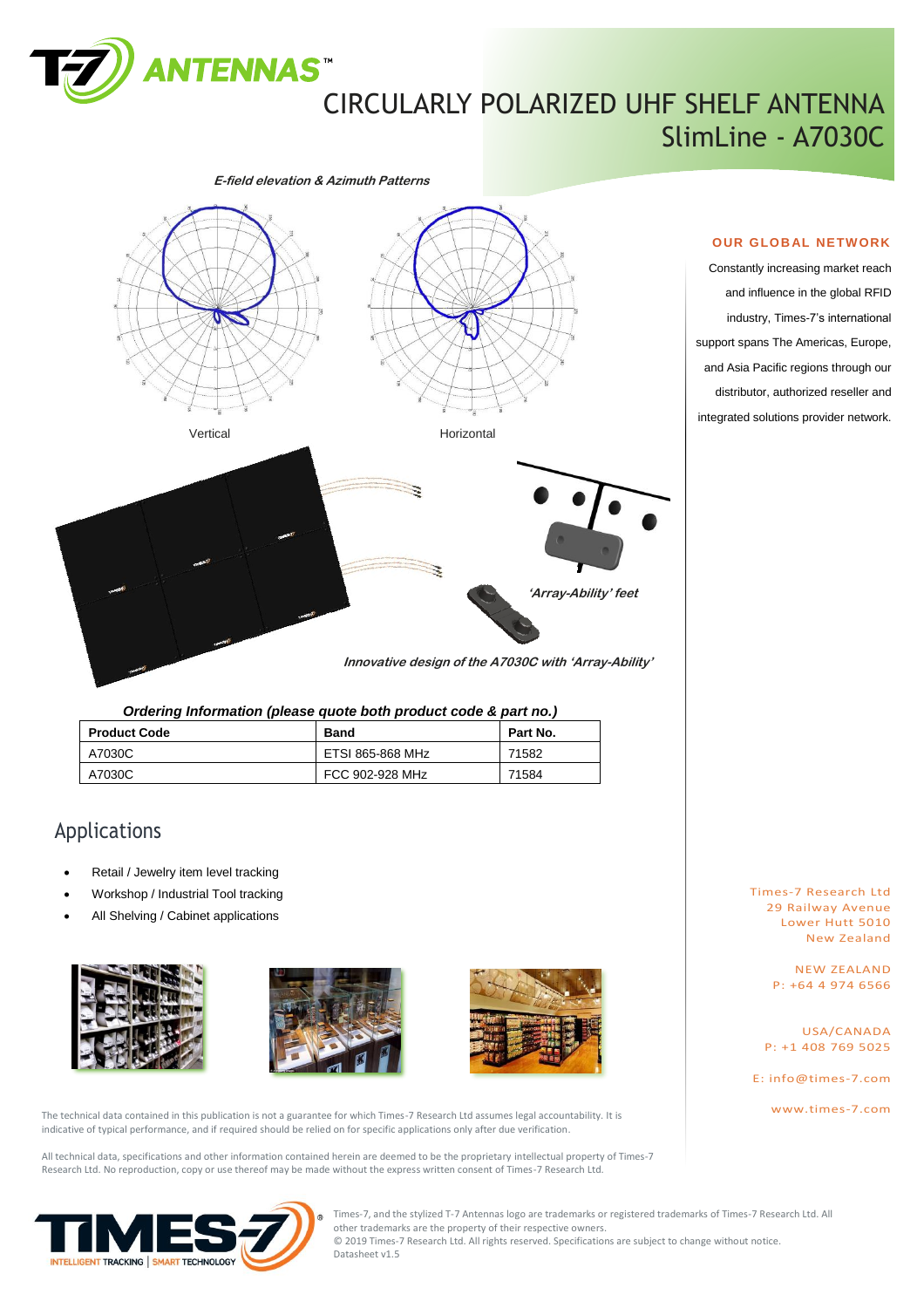# CIRCULARLY POLARIZED UHF SHELF ANTENNA
## SlimLine - A7030C

*E-field elevation & Azimuth Patterns*

Vertical

Horizontal

*'Array-Ability' feet*

*Innovative design of the A7030C with 'Array-Ability'*

**OUR GLOBAL NETWORK**

Constantly increasing market reach and influence in the global RFID industry, Times-7's international support spans The Americas, Europe, and Asia Pacific regions through our distributor, authorized reseller and integrated solutions provider network.

*Ordering Information (please quote both product code & part no.)*

| Product Code | Band | Part No. |
|---|---|---|
| A7030C | ETSI 865-868 MHz | 71582 |
| A7030C | FCC 902-928 MHz | 71584 |

## Applications

- Retail / Jewelry item level tracking
- Workshop / Industrial Tool tracking
- All Shelving / Cabinet applications

Times-7 Research Ltd
29 Railway Avenue
Lower Hutt 5010
New Zealand

NEW ZEALAND
P: +64 4 974 6566

USA/CANADA
P: +1 408 769 5025

E: info@times-7.com

www.times-7.com

The technical data contained in this publication is not a guarantee for which Times-7 Research Ltd assumes legal accountability. It is indicative of typical performance, and if required should be relied on for specific applications only after due verification.

All technical data, specifications and other information contained herein are deemed to be the proprietary intellectual property of Times-7 Research Ltd. No reproduction, copy or use thereof may be made without the express written consent of Times-7 Research Ltd.

Times-7, and the stylized T-7 Antennas logo are trademarks or registered trademarks of Times-7 Research Ltd. All other trademarks are the property of their respective owners.
© 2019 Times-7 Research Ltd. All rights reserved. Specifications are subject to change without notice.
Datasheet v1.5